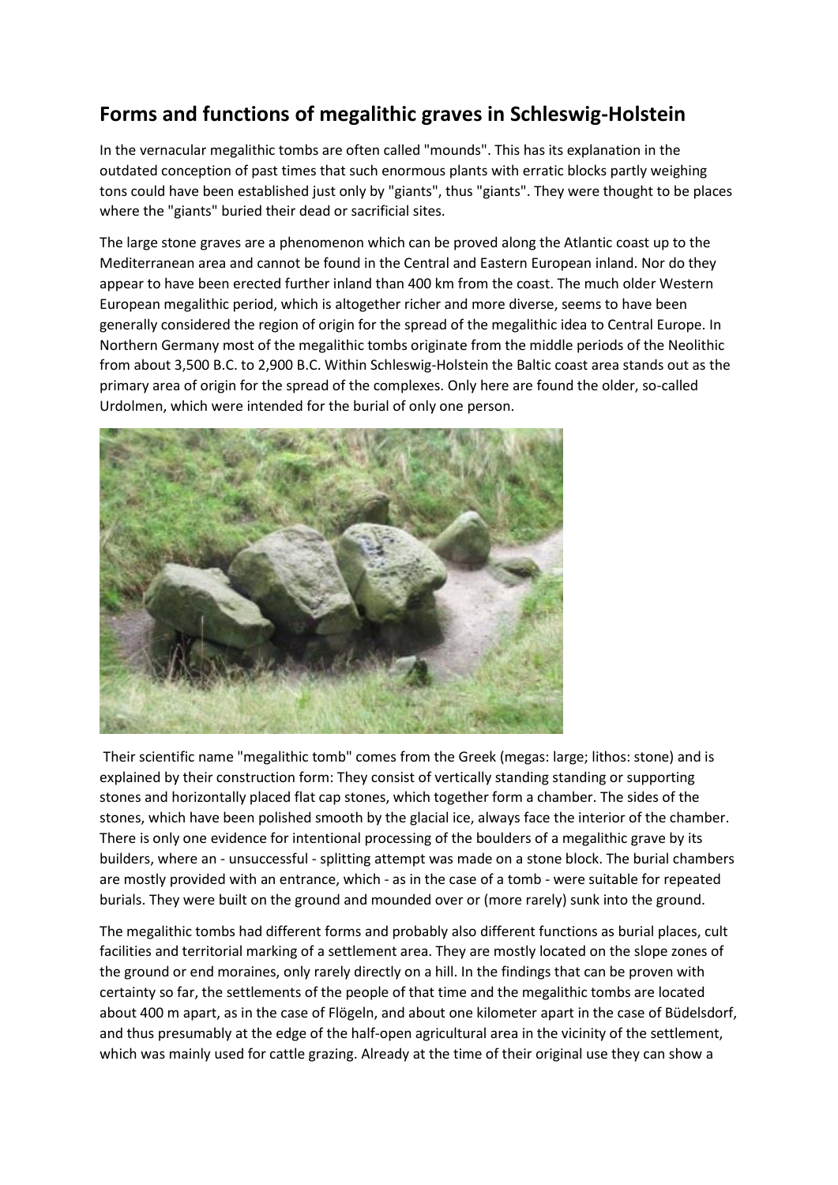# Forms and functions of megalithic graves in Schleswig-Holstein

In the vernacular megalithic tombs are often called "mounds". This has its explanation in the outdated conception of past times that such enormous plants with erratic blocks partly weighing tons could have been established just only by "giants", thus "giants". They were thought to be places where the "giants" buried their dead or sacrificial sites.

The large stone graves are a phenomenon which can be proved along the Atlantic coast up to the Mediterranean area and cannot be found in the Central and Eastern European inland. Nor do they appear to have been erected further inland than 400 km from the coast. The much older Western European megalithic period, which is altogether richer and more diverse, seems to have been generally considered the region of origin for the spread of the megalithic idea to Central Europe. In Northern Germany most of the megalithic tombs originate from the middle periods of the Neolithic from about 3,500 B.C. to 2,900 B.C. Within Schleswig-Holstein the Baltic coast area stands out as the primary area of origin for the spread of the complexes. Only here are found the older, so-called Urdolmen, which were intended for the burial of only one person.

Their scientific name "megalithic tomb" comes from the Greek (megas: large; lithos: stone) and is explained by their construction form: They consist of vertically standing standing or supporting stones and horizontally placed flat cap stones, which together form a chamber. The sides of the stones, which have been polished smooth by the glacial ice, always face the interior of the chamber. There is only one evidence for intentional processing of the boulders of a megalithic grave by its builders, where an - unsuccessful - splitting attempt was made on a stone block. The burial chambers are mostly provided with an entrance, which - as in the case of a tomb - were suitable for repeated burials. They were built on the ground and mounded over or (more rarely) sunk into the ground.

The megalithic tombs had different forms and probably also different functions as burial places, cult facilities and territorial marking of a settlement area. They are mostly located on the slope zones of the ground or end moraines, only rarely directly on a hill. In the findings that can be proven with certainty so far, the settlements of the people of that time and the megalithic tombs are located about 400 m apart, as in the case of Flögeln, and about one kilometer apart in the case of Büdelsdorf, and thus presumably at the edge of the half-open agricultural area in the vicinity of the settlement, which was mainly used for cattle grazing. Already at the time of their original use they can show a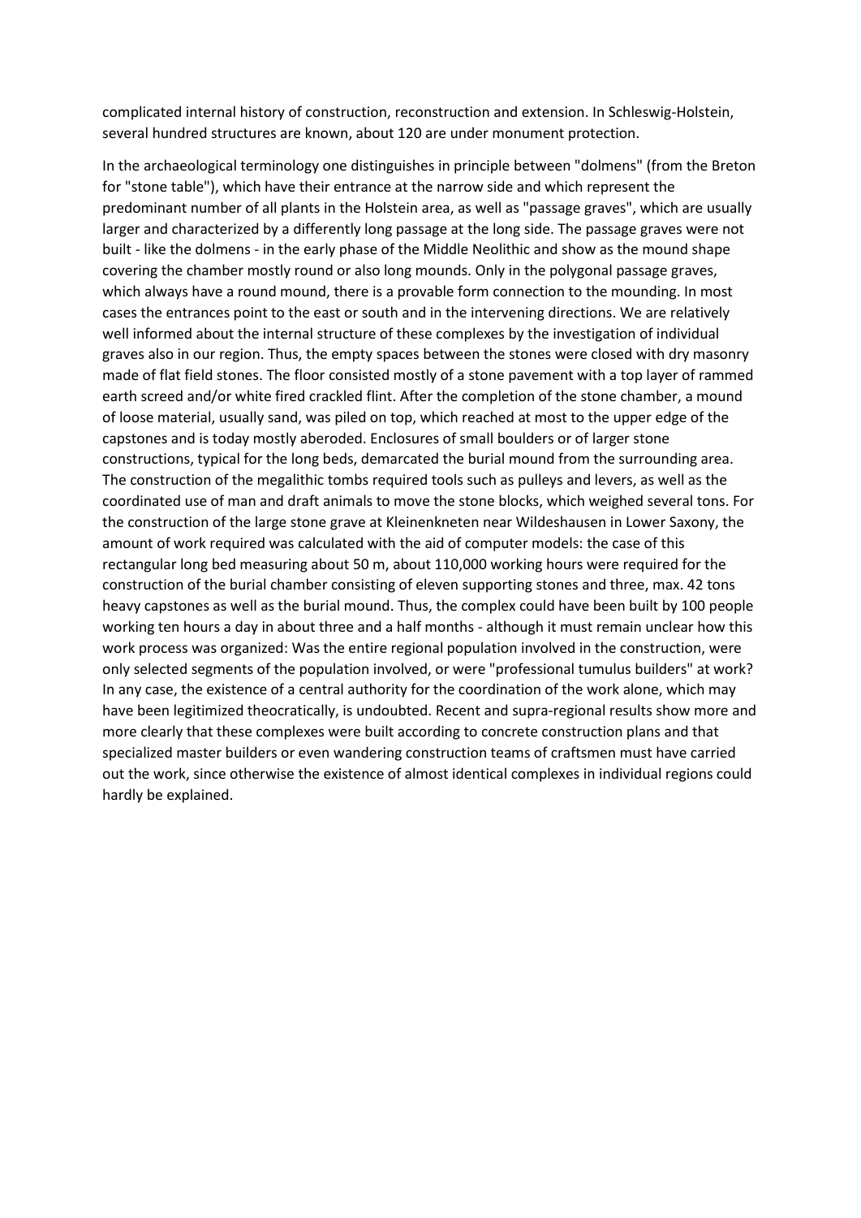complicated internal history of construction, reconstruction and extension. In Schleswig-Holstein, several hundred structures are known, about 120 are under monument protection.

In the archaeological terminology one distinguishes in principle between "dolmens" (from the Breton for "stone table"), which have their entrance at the narrow side and which represent the predominant number of all plants in the Holstein area, as well as "passage graves", which are usually larger and characterized by a differently long passage at the long side. The passage graves were not built - like the dolmens - in the early phase of the Middle Neolithic and show as the mound shape covering the chamber mostly round or also long mounds. Only in the polygonal passage graves, which always have a round mound, there is a provable form connection to the mounding. In most cases the entrances point to the east or south and in the intervening directions. We are relatively well informed about the internal structure of these complexes by the investigation of individual graves also in our region. Thus, the empty spaces between the stones were closed with dry masonry made of flat field stones. The floor consisted mostly of a stone pavement with a top layer of rammed earth screed and/or white fired crackled flint. After the completion of the stone chamber, a mound of loose material, usually sand, was piled on top, which reached at most to the upper edge of the capstones and is today mostly aberoded. Enclosures of small boulders or of larger stone constructions, typical for the long beds, demarcated the burial mound from the surrounding area. The construction of the megalithic tombs required tools such as pulleys and levers, as well as the coordinated use of man and draft animals to move the stone blocks, which weighed several tons. For the construction of the large stone grave at Kleinenkneten near Wildeshausen in Lower Saxony, the amount of work required was calculated with the aid of computer models: the case of this rectangular long bed measuring about 50 m, about 110,000 working hours were required for the construction of the burial chamber consisting of eleven supporting stones and three, max. 42 tons heavy capstones as well as the burial mound. Thus, the complex could have been built by 100 people working ten hours a day in about three and a half months - although it must remain unclear how this work process was organized: Was the entire regional population involved in the construction, were only selected segments of the population involved, or were "professional tumulus builders" at work? In any case, the existence of a central authority for the coordination of the work alone, which may have been legitimized theocratically, is undoubted. Recent and supra-regional results show more and more clearly that these complexes were built according to concrete construction plans and that specialized master builders or even wandering construction teams of craftsmen must have carried out the work, since otherwise the existence of almost identical complexes in individual regions could hardly be explained.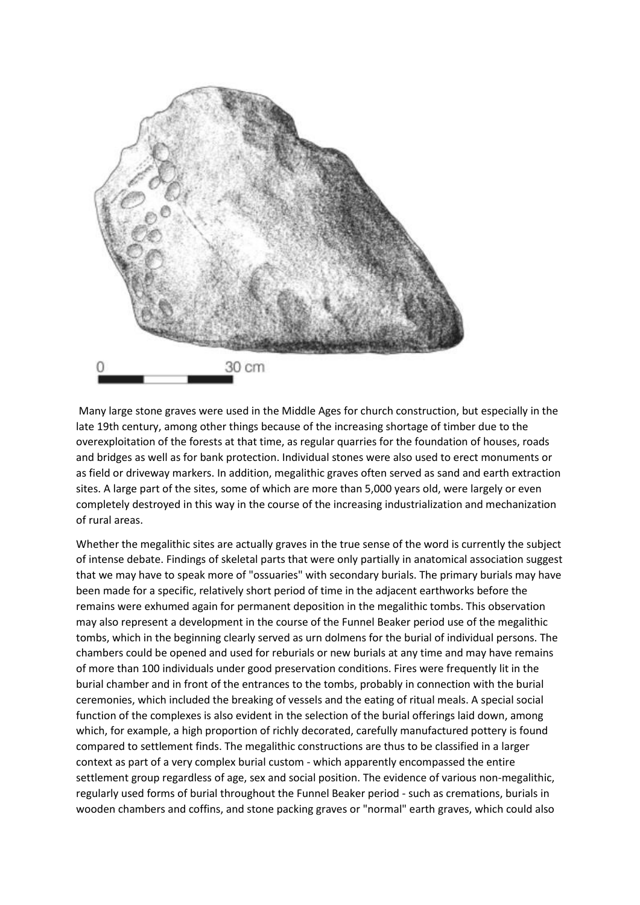Many large stone graves were used in the Middle Ages for church construction, but especially in the late 19th century, among other things because of the increasing shortage of timber due to the overexploitation of the forests at that time, as regular quarries for the foundation of houses, roads and bridges as well as for bank protection. Individual stones were also used to erect monuments or as field or driveway markers. In addition, megalithic graves often served as sand and earth extraction sites. A large part of the sites, some of which are more than 5,000 years old, were largely or even completely destroyed in this way in the course of the increasing industrialization and mechanization of rural areas.

Whether the megalithic sites are actually graves in the true sense of the word is currently the subject of intense debate. Findings of skeletal parts that were only partially in anatomical association suggest that we may have to speak more of "ossuaries" with secondary burials. The primary burials may have been made for a specific, relatively short period of time in the adjacent earthworks before the remains were exhumed again for permanent deposition in the megalithic tombs. This observation may also represent a development in the course of the Funnel Beaker period use of the megalithic tombs, which in the beginning clearly served as urn dolmens for the burial of individual persons. The chambers could be opened and used for reburials or new burials at any time and may have remains of more than 100 individuals under good preservation conditions. Fires were frequently lit in the burial chamber and in front of the entrances to the tombs, probably in connection with the burial ceremonies, which included the breaking of vessels and the eating of ritual meals. A special social function of the complexes is also evident in the selection of the burial offerings laid down, among which, for example, a high proportion of richly decorated, carefully manufactured pottery is found compared to settlement finds. The megalithic constructions are thus to be classified in a larger context as part of a very complex burial custom - which apparently encompassed the entire settlement group regardless of age, sex and social position. The evidence of various non-megalithic, regularly used forms of burial throughout the Funnel Beaker period - such as cremations, burials in wooden chambers and coffins, and stone packing graves or "normal" earth graves, which could also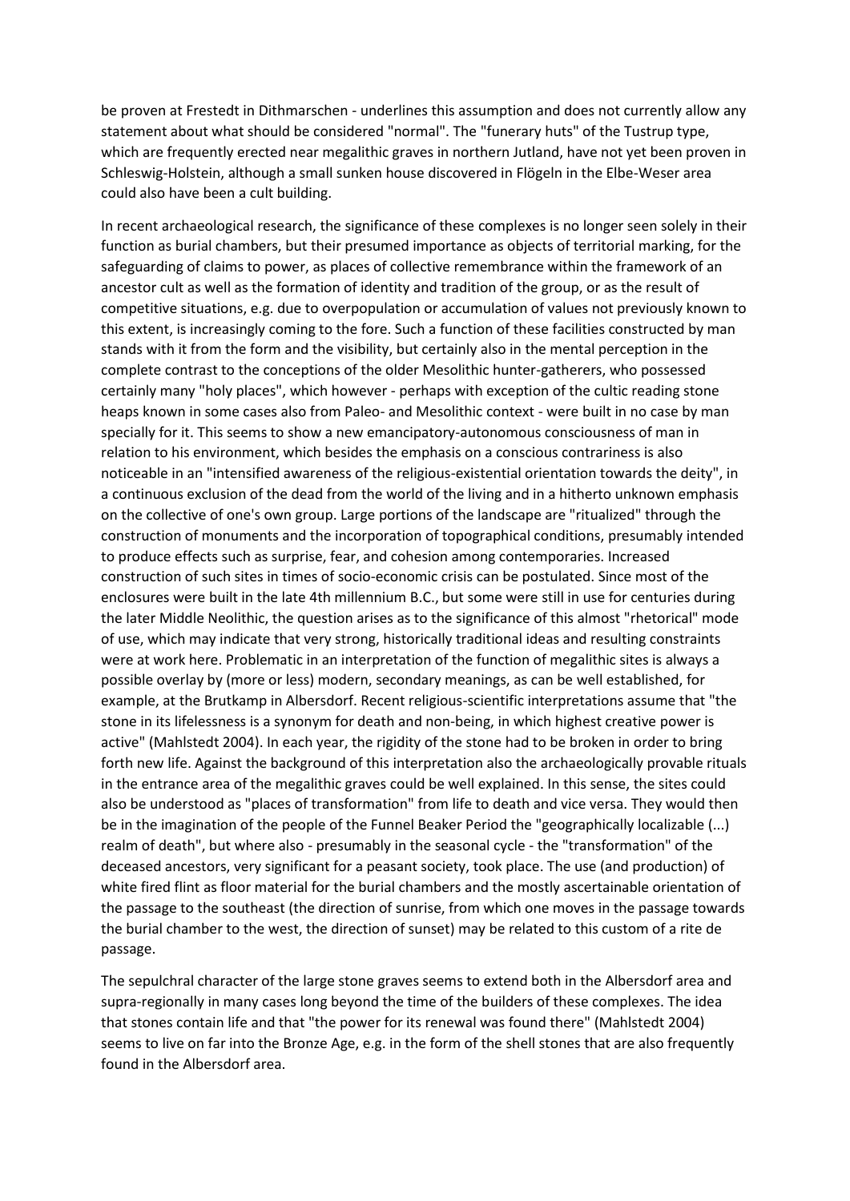be proven at Frestedt in Dithmarschen - underlines this assumption and does not currently allow any statement about what should be considered "normal". The "funerary huts" of the Tustrup type, which are frequently erected near megalithic graves in northern Jutland, have not yet been proven in Schleswig-Holstein, although a small sunken house discovered in Flögeln in the Elbe-Weser area could also have been a cult building.

In recent archaeological research, the significance of these complexes is no longer seen solely in their function as burial chambers, but their presumed importance as objects of territorial marking, for the safeguarding of claims to power, as places of collective remembrance within the framework of an ancestor cult as well as the formation of identity and tradition of the group, or as the result of competitive situations, e.g. due to overpopulation or accumulation of values not previously known to this extent, is increasingly coming to the fore. Such a function of these facilities constructed by man stands with it from the form and the visibility, but certainly also in the mental perception in the complete contrast to the conceptions of the older Mesolithic hunter-gatherers, who possessed certainly many "holy places", which however - perhaps with exception of the cultic reading stone heaps known in some cases also from Paleo- and Mesolithic context - were built in no case by man specially for it. This seems to show a new emancipatory-autonomous consciousness of man in relation to his environment, which besides the emphasis on a conscious contrariness is also noticeable in an "intensified awareness of the religious-existential orientation towards the deity", in a continuous exclusion of the dead from the world of the living and in a hitherto unknown emphasis on the collective of one's own group. Large portions of the landscape are "ritualized" through the construction of monuments and the incorporation of topographical conditions, presumably intended to produce effects such as surprise, fear, and cohesion among contemporaries. Increased construction of such sites in times of socio-economic crisis can be postulated. Since most of the enclosures were built in the late 4th millennium B.C., but some were still in use for centuries during the later Middle Neolithic, the question arises as to the significance of this almost "rhetorical" mode of use, which may indicate that very strong, historically traditional ideas and resulting constraints were at work here. Problematic in an interpretation of the function of megalithic sites is always a possible overlay by (more or less) modern, secondary meanings, as can be well established, for example, at the Brutkamp in Albersdorf. Recent religious-scientific interpretations assume that "the stone in its lifelessness is a synonym for death and non-being, in which highest creative power is active" (Mahlstedt 2004). In each year, the rigidity of the stone had to be broken in order to bring forth new life. Against the background of this interpretation also the archaeologically provable rituals in the entrance area of the megalithic graves could be well explained. In this sense, the sites could also be understood as "places of transformation" from life to death and vice versa. They would then be in the imagination of the people of the Funnel Beaker Period the "geographically localizable (...) realm of death", but where also - presumably in the seasonal cycle - the "transformation" of the deceased ancestors, very significant for a peasant society, took place. The use (and production) of white fired flint as floor material for the burial chambers and the mostly ascertainable orientation of the passage to the southeast (the direction of sunrise, from which one moves in the passage towards the burial chamber to the west, the direction of sunset) may be related to this custom of a rite de passage.

The sepulchral character of the large stone graves seems to extend both in the Albersdorf area and supra-regionally in many cases long beyond the time of the builders of these complexes. The idea that stones contain life and that "the power for its renewal was found there" (Mahlstedt 2004) seems to live on far into the Bronze Age, e.g. in the form of the shell stones that are also frequently found in the Albersdorf area.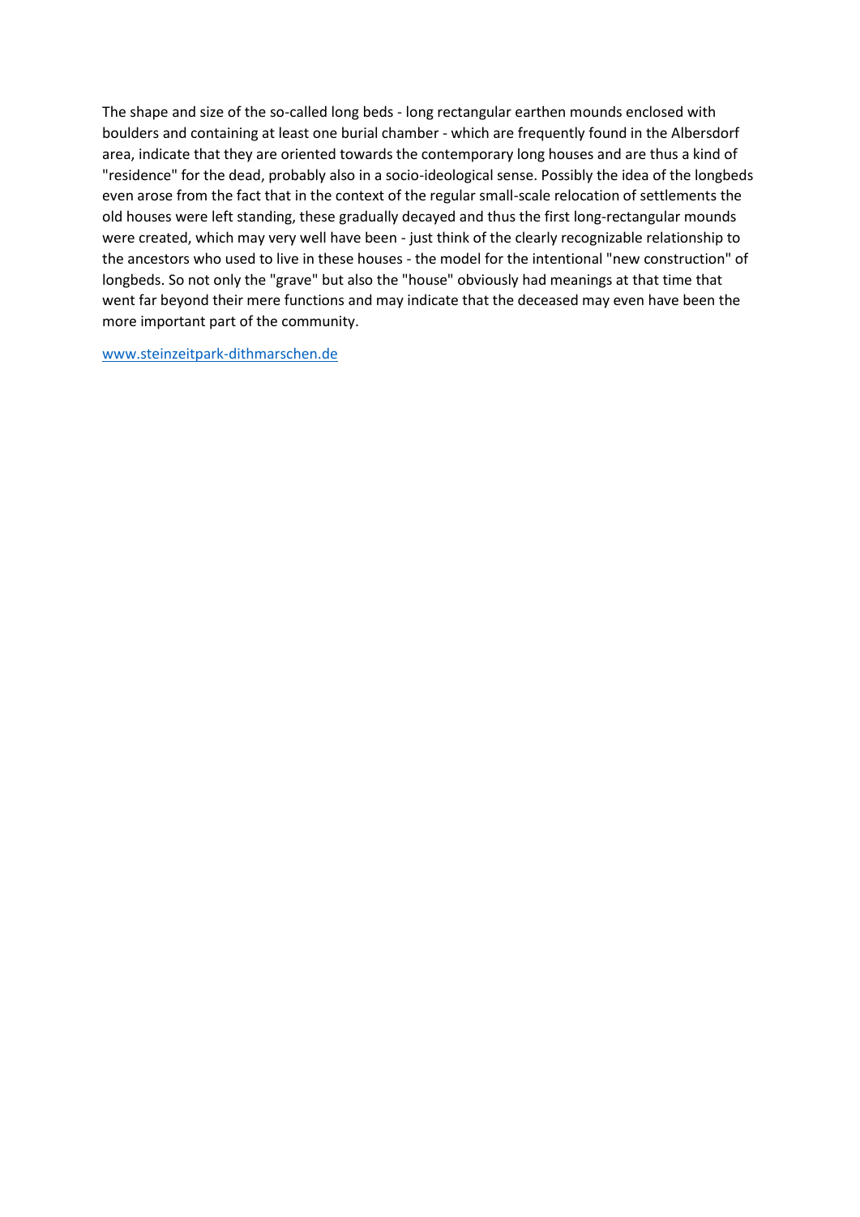The shape and size of the so-called long beds - long rectangular earthen mounds enclosed with boulders and containing at least one burial chamber - which are frequently found in the Albersdorf area, indicate that they are oriented towards the contemporary long houses and are thus a kind of "residence" for the dead, probably also in a socio-ideological sense. Possibly the idea of the longbeds even arose from the fact that in the context of the regular small-scale relocation of settlements the old houses were left standing, these gradually decayed and thus the first long-rectangular mounds were created, which may very well have been - just think of the clearly recognizable relationship to the ancestors who used to live in these houses - the model for the intentional "new construction" of longbeds. So not only the "grave" but also the "house" obviously had meanings at that time that went far beyond their mere functions and may indicate that the deceased may even have been the more important part of the community.

[www.steinzeitpark-dithmarschen.de](http://www.steinzeitpark-dithmarschen.de)